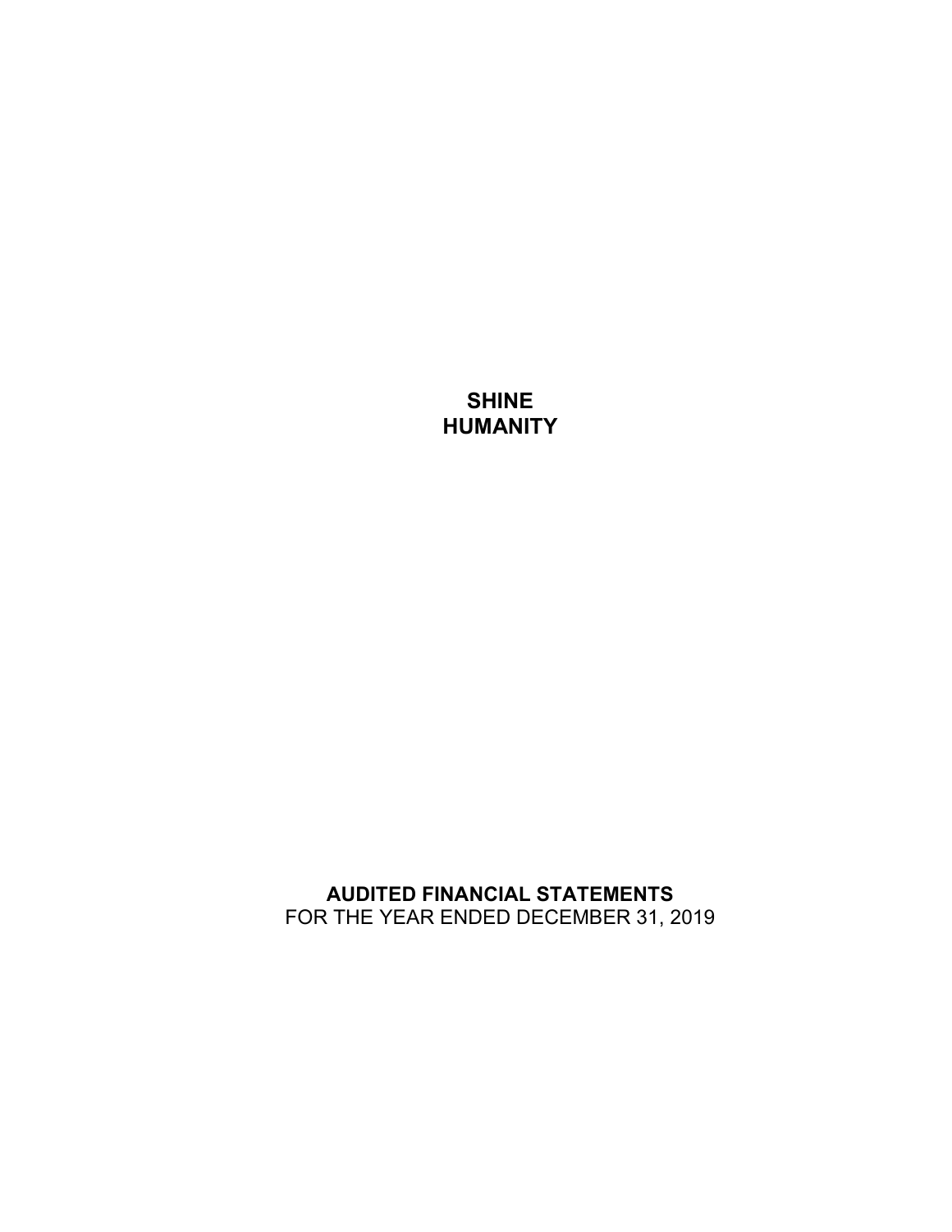# SHINE HUMANITY

## AUDITED FINANCIAL STATEMENTS

FOR THE YEAR ENDED DECEMBER 31, 2019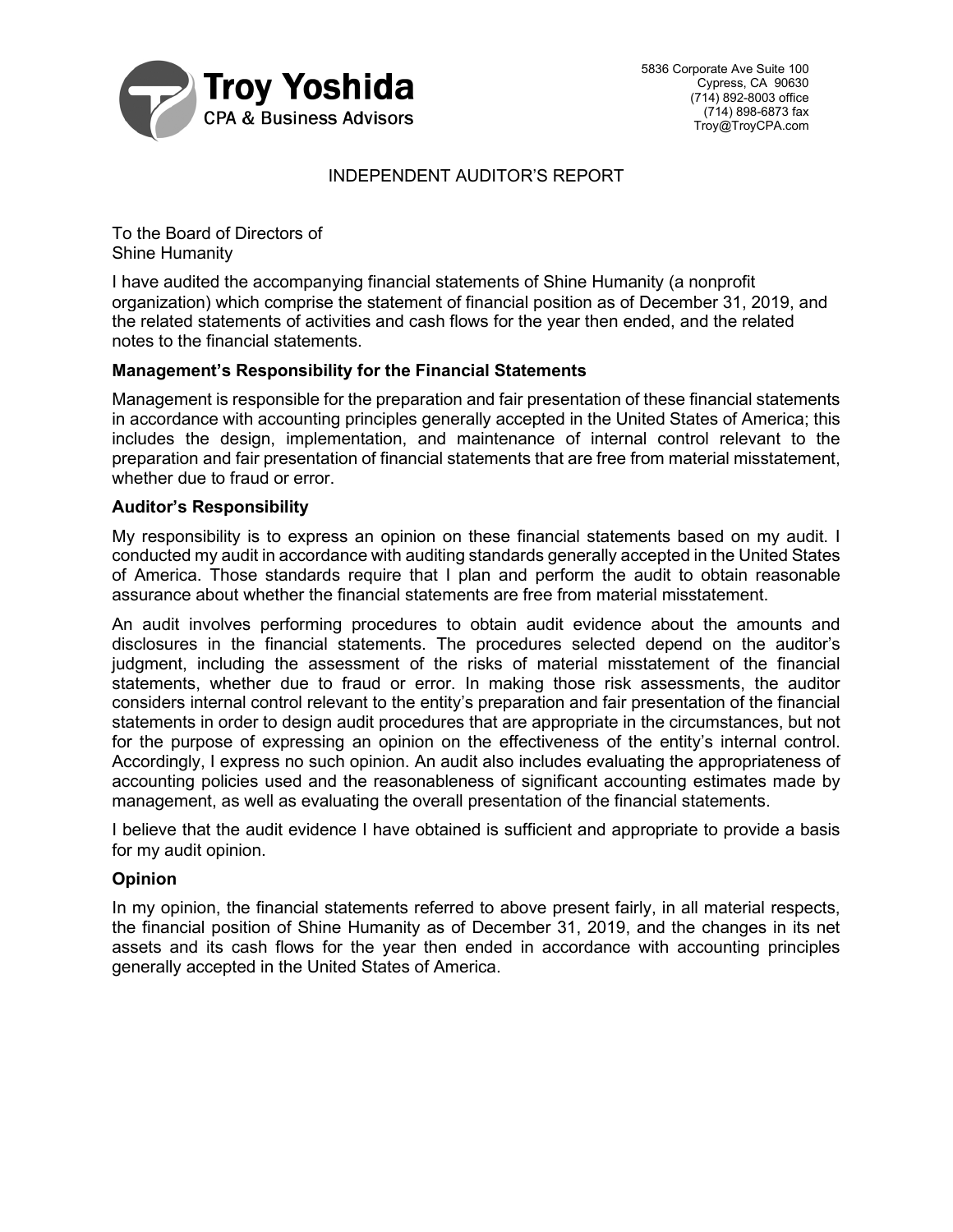**Troy Yoshida**
CPA & Business Advisors

5836 Corporate Ave Suite 100
Cypress, CA 90630
(714) 892-8003 office
(714) 898-6873 fax
Troy@TroyCPA.com

# INDEPENDENT AUDITOR'S REPORT

To the Board of Directors of
Shine Humanity

I have audited the accompanying financial statements of Shine Humanity (a nonprofit organization) which comprise the statement of financial position as of December 31, 2019, and the related statements of activities and cash flows for the year then ended, and the related notes to the financial statements.

**Management's Responsibility for the Financial Statements**

Management is responsible for the preparation and fair presentation of these financial statements in accordance with accounting principles generally accepted in the United States of America; this includes the design, implementation, and maintenance of internal control relevant to the preparation and fair presentation of financial statements that are free from material misstatement, whether due to fraud or error.

**Auditor's Responsibility**

My responsibility is to express an opinion on these financial statements based on my audit. I conducted my audit in accordance with auditing standards generally accepted in the United States of America. Those standards require that I plan and perform the audit to obtain reasonable assurance about whether the financial statements are free from material misstatement.

An audit involves performing procedures to obtain audit evidence about the amounts and disclosures in the financial statements. The procedures selected depend on the auditor's judgment, including the assessment of the risks of material misstatement of the financial statements, whether due to fraud or error. In making those risk assessments, the auditor considers internal control relevant to the entity's preparation and fair presentation of the financial statements in order to design audit procedures that are appropriate in the circumstances, but not for the purpose of expressing an opinion on the effectiveness of the entity's internal control. Accordingly, I express no such opinion. An audit also includes evaluating the appropriateness of accounting policies used and the reasonableness of significant accounting estimates made by management, as well as evaluating the overall presentation of the financial statements.

I believe that the audit evidence I have obtained is sufficient and appropriate to provide a basis for my audit opinion.

**Opinion**

In my opinion, the financial statements referred to above present fairly, in all material respects, the financial position of Shine Humanity as of December 31, 2019, and the changes in its net assets and its cash flows for the year then ended in accordance with accounting principles generally accepted in the United States of America.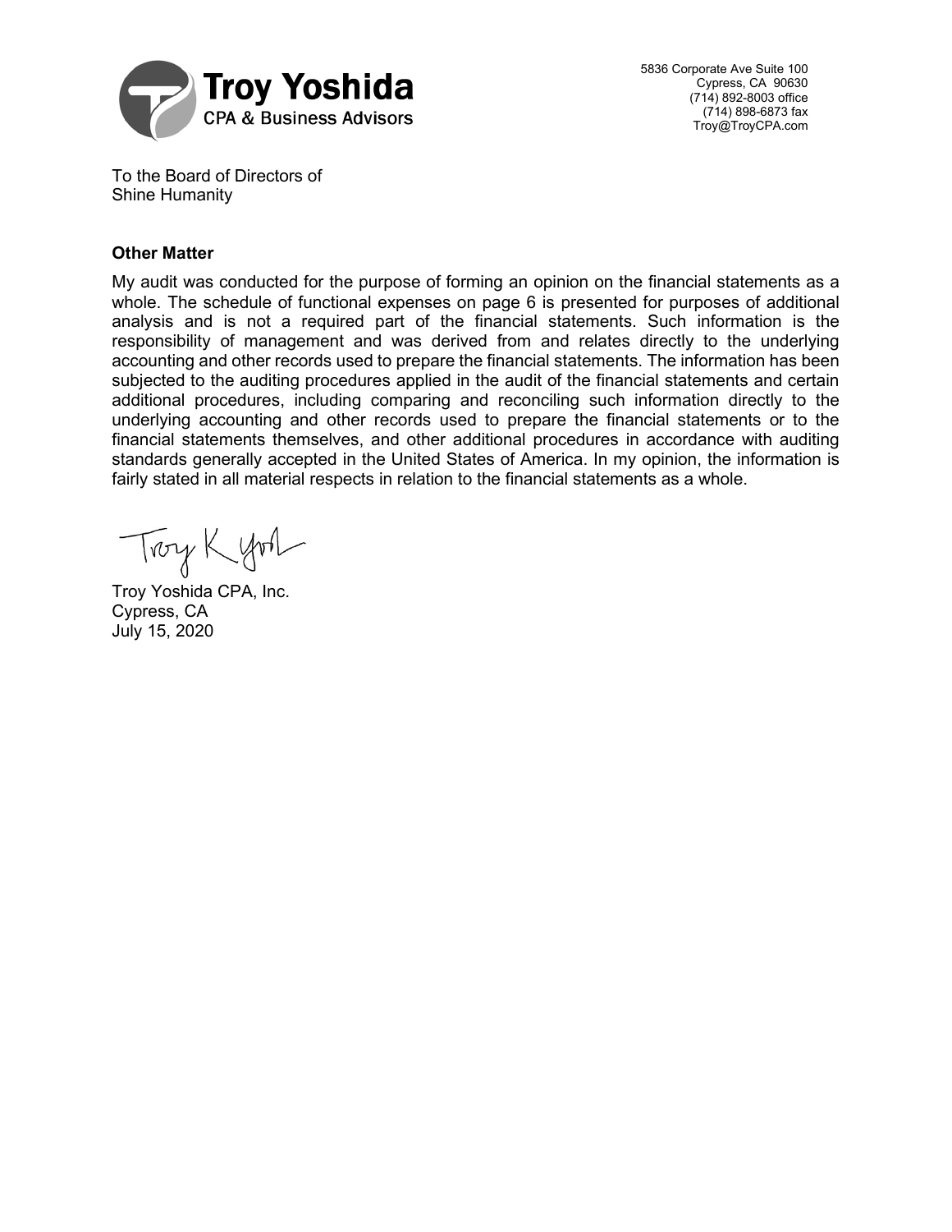Troy Yoshida
CPA & Business Advisors

5836 Corporate Ave Suite 100
Cypress, CA 90630
(714) 892-8003 office
(714) 898-6873 fax
Troy@TroyCPA.com

To the Board of Directors of
Shine Humanity

**Other Matter**

My audit was conducted for the purpose of forming an opinion on the financial statements as a whole. The schedule of functional expenses on page 6 is presented for purposes of additional analysis and is not a required part of the financial statements. Such information is the responsibility of management and was derived from and relates directly to the underlying accounting and other records used to prepare the financial statements. The information has been subjected to the auditing procedures applied in the audit of the financial statements and certain additional procedures, including comparing and reconciling such information directly to the underlying accounting and other records used to prepare the financial statements or to the financial statements themselves, and other additional procedures in accordance with auditing standards generally accepted in the United States of America. In my opinion, the information is fairly stated in all material respects in relation to the financial statements as a whole.

Troy Yoshida CPA, Inc.
Cypress, CA
July 15, 2020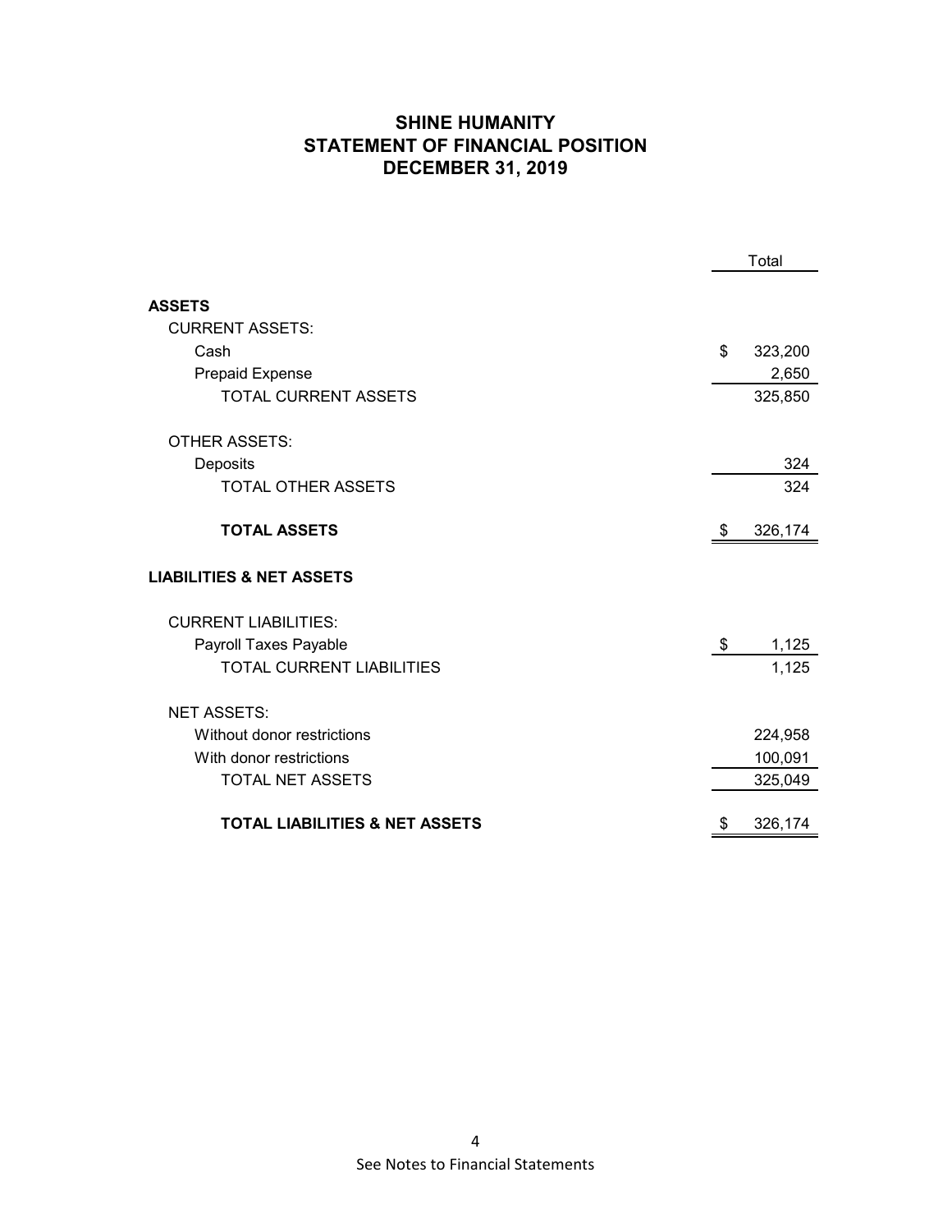# SHINE HUMANITY
# STATEMENT OF FINANCIAL POSITION
# DECEMBER 31, 2019

| | Total |
|---|---|
| **ASSETS** | |
| CURRENT ASSETS: | |
| Cash | $ 323,200 |
| Prepaid Expense | 2,650 |
| TOTAL CURRENT ASSETS | 325,850 |
| OTHER ASSETS: | |
| Deposits | 324 |
| TOTAL OTHER ASSETS | 324 |
| **TOTAL ASSETS** | $ 326,174 |
| **LIABILITIES & NET ASSETS** | |
| CURRENT LIABILITIES: | |
| Payroll Taxes Payable | $ 1,125 |
| TOTAL CURRENT LIABILITIES | 1,125 |
| NET ASSETS: | |
| Without donor restrictions | 224,958 |
| With donor restrictions | 100,091 |
| TOTAL NET ASSETS | 325,049 |
| **TOTAL LIABILITIES & NET ASSETS** | $ 326,174 |

See Notes to Financial Statements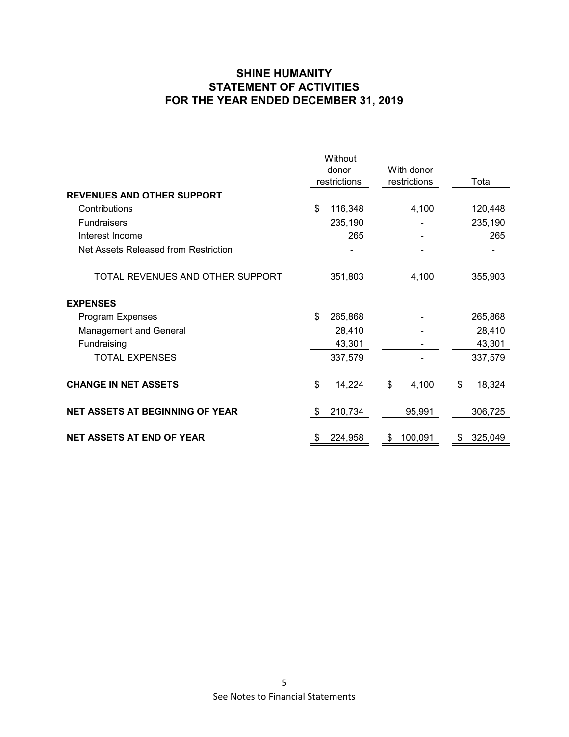# SHINE HUMANITY
## STATEMENT OF ACTIVITIES
## FOR THE YEAR ENDED DECEMBER 31, 2019

| | Without donor restrictions | With donor restrictions | Total |
|---|---|---|---|
| **REVENUES AND OTHER SUPPORT** | | | |
| Contributions | $ 116,348 | 4,100 | 120,448 |
| Fundraisers | 235,190 | - | 235,190 |
| Interest Income | 265 | - | 265 |
| Net Assets Released from Restriction | - | - | - |
| TOTAL REVENUES AND OTHER SUPPORT | 351,803 | 4,100 | 355,903 |
| **EXPENSES** | | | |
| Program Expenses | $ 265,868 | - | 265,868 |
| Management and General | 28,410 | - | 28,410 |
| Fundraising | 43,301 | - | 43,301 |
| TOTAL EXPENSES | 337,579 | - | 337,579 |
| **CHANGE IN NET ASSETS** | $ 14,224 | $ 4,100 | $ 18,324 |
| **NET ASSETS AT BEGINNING OF YEAR** | $ 210,734 | 95,991 | 306,725 |
| **NET ASSETS AT END OF YEAR** | $ 224,958 | $ 100,091 | $ 325,049 |

See Notes to Financial Statements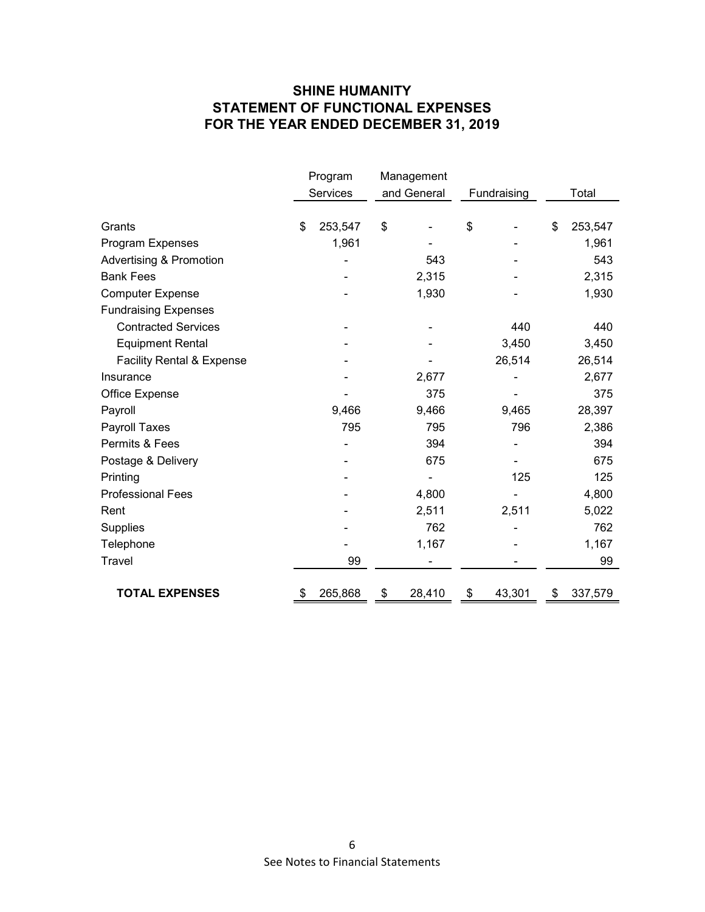# SHINE HUMANITY
## STATEMENT OF FUNCTIONAL EXPENSES
## FOR THE YEAR ENDED DECEMBER 31, 2019

| | Program Services | Management and General | Fundraising | Total |
|---|---|---|---|---|
| Grants | $ 253,547 | $ - | $ - | $ 253,547 |
| Program Expenses | 1,961 | - | - | 1,961 |
| Advertising & Promotion | - | 543 | - | 543 |
| Bank Fees | - | 2,315 | - | 2,315 |
| Computer Expense | - | 1,930 | - | 1,930 |
| Fundraising Expenses | | | | |
| Contracted Services | - | - | 440 | 440 |
| Equipment Rental | - | - | 3,450 | 3,450 |
| Facility Rental & Expense | - | - | 26,514 | 26,514 |
| Insurance | - | 2,677 | - | 2,677 |
| Office Expense | - | 375 | - | 375 |
| Payroll | 9,466 | 9,466 | 9,465 | 28,397 |
| Payroll Taxes | 795 | 795 | 796 | 2,386 |
| Permits & Fees | - | 394 | - | 394 |
| Postage & Delivery | - | 675 | - | 675 |
| Printing | - | - | 125 | 125 |
| Professional Fees | - | 4,800 | - | 4,800 |
| Rent | - | 2,511 | 2,511 | 5,022 |
| Supplies | - | 762 | - | 762 |
| Telephone | - | 1,167 | - | 1,167 |
| Travel | 99 | - | - | 99 |
| **TOTAL EXPENSES** | $ 265,868 | $ 28,410 | $ 43,301 | $ 337,579 |

See Notes to Financial Statements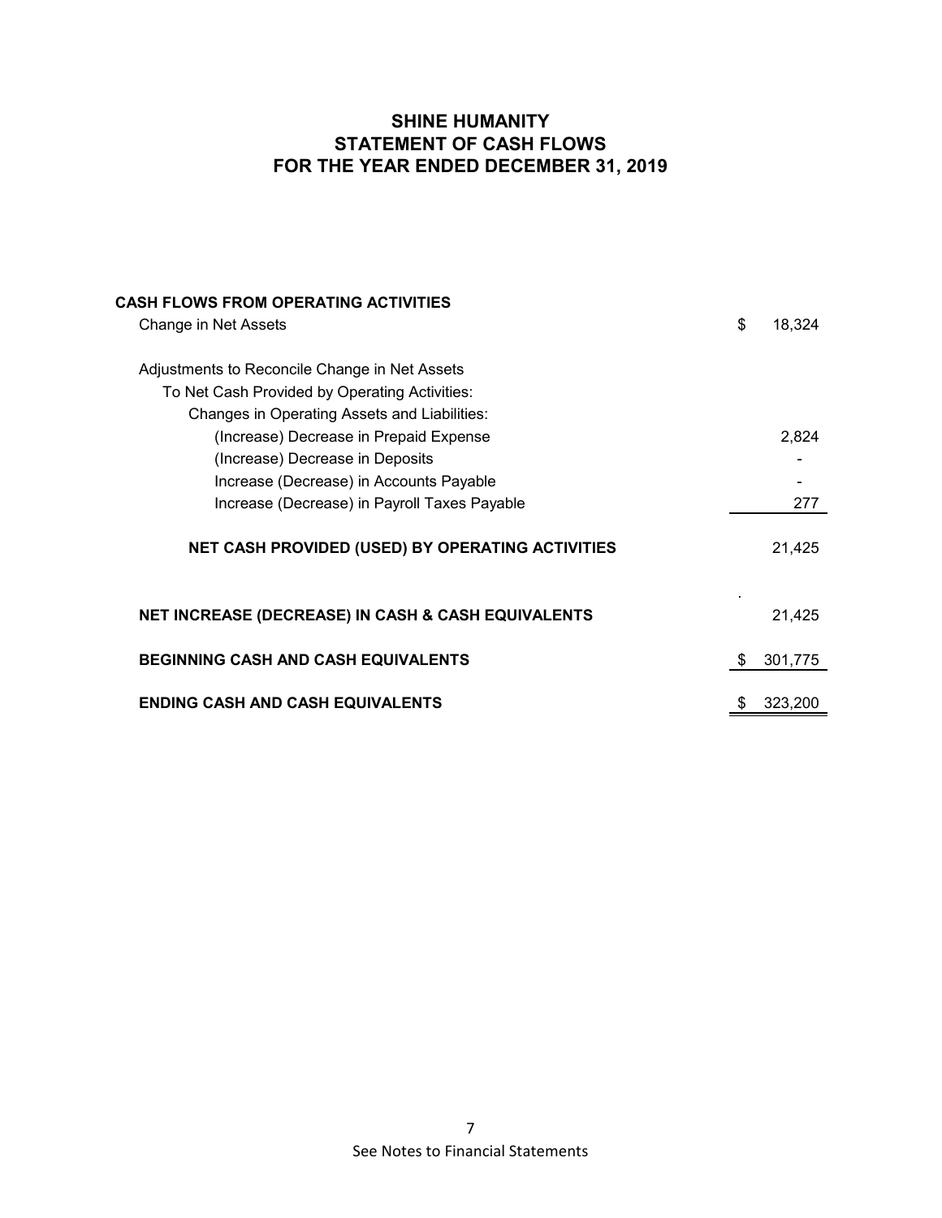# SHINE HUMANITY
## STATEMENT OF CASH FLOWS
## FOR THE YEAR ENDED DECEMBER 31, 2019

| | |
|---|---|
| **CASH FLOWS FROM OPERATING ACTIVITIES** | |
| Change in Net Assets | $ 18,324 |
| | |
| Adjustments to Reconcile Change in Net Assets | |
| To Net Cash Provided by Operating Activities: | |
| Changes in Operating Assets and Liabilities: | |
| (Increase) Decrease in Prepaid Expense | 2,824 |
| (Increase) Decrease in Deposits | - |
| Increase (Decrease) in Accounts Payable | - |
| Increase (Decrease) in Payroll Taxes Payable | 277 |
| | |
| **NET CASH PROVIDED (USED) BY OPERATING ACTIVITIES** | 21,425 |
| | |
| **NET INCREASE (DECREASE) IN CASH & CASH EQUIVALENTS** | 21,425 |
| | |
| **BEGINNING CASH AND CASH EQUIVALENTS** | $ 301,775 |
| | |
| **ENDING CASH AND CASH EQUIVALENTS** | $ 323,200 |

See Notes to Financial Statements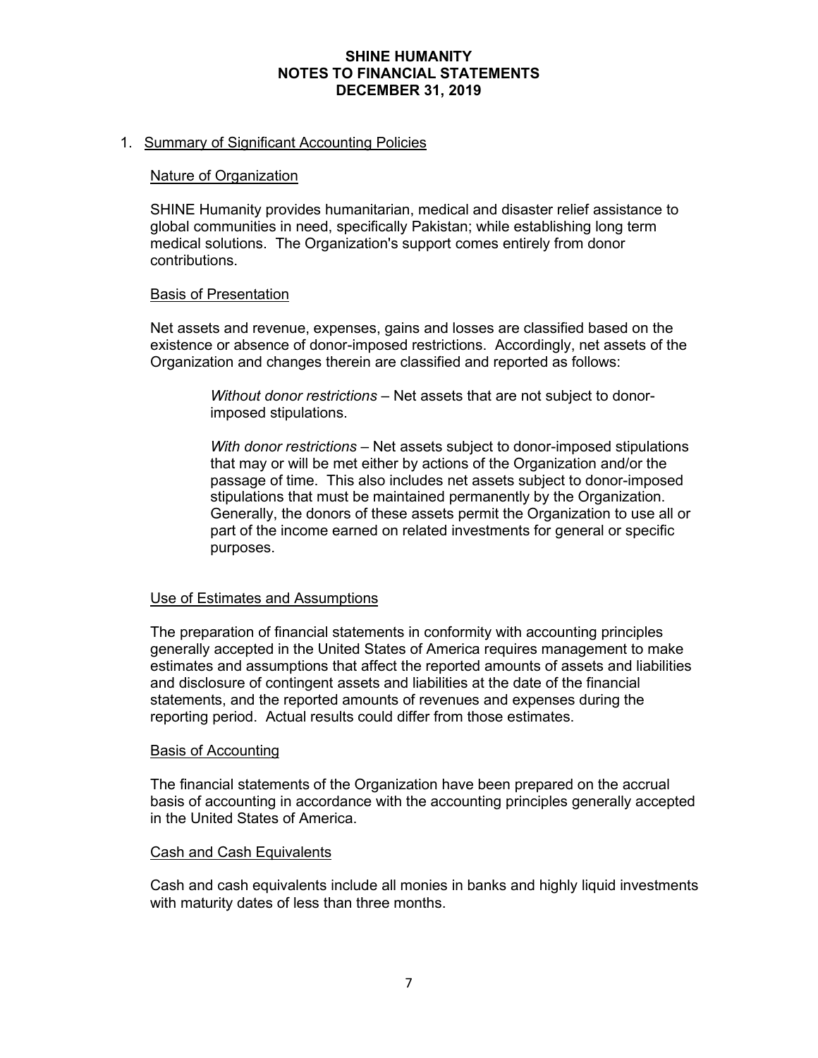# SHINE HUMANITY
# NOTES TO FINANCIAL STATEMENTS
# DECEMBER 31, 2019

1. Summary of Significant Accounting Policies

## Nature of Organization

SHINE Humanity provides humanitarian, medical and disaster relief assistance to global communities in need, specifically Pakistan; while establishing long term medical solutions. The Organization's support comes entirely from donor contributions.

## Basis of Presentation

Net assets and revenue, expenses, gains and losses are classified based on the existence or absence of donor-imposed restrictions. Accordingly, net assets of the Organization and changes therein are classified and reported as follows:

> *Without donor restrictions* – Net assets that are not subject to donor-imposed stipulations.
>
> *With donor restrictions* – Net assets subject to donor-imposed stipulations that may or will be met either by actions of the Organization and/or the passage of time. This also includes net assets subject to donor-imposed stipulations that must be maintained permanently by the Organization. Generally, the donors of these assets permit the Organization to use all or part of the income earned on related investments for general or specific purposes.

## Use of Estimates and Assumptions

The preparation of financial statements in conformity with accounting principles generally accepted in the United States of America requires management to make estimates and assumptions that affect the reported amounts of assets and liabilities and disclosure of contingent assets and liabilities at the date of the financial statements, and the reported amounts of revenues and expenses during the reporting period. Actual results could differ from those estimates.

## Basis of Accounting

The financial statements of the Organization have been prepared on the accrual basis of accounting in accordance with the accounting principles generally accepted in the United States of America.

## Cash and Cash Equivalents

Cash and cash equivalents include all monies in banks and highly liquid investments with maturity dates of less than three months.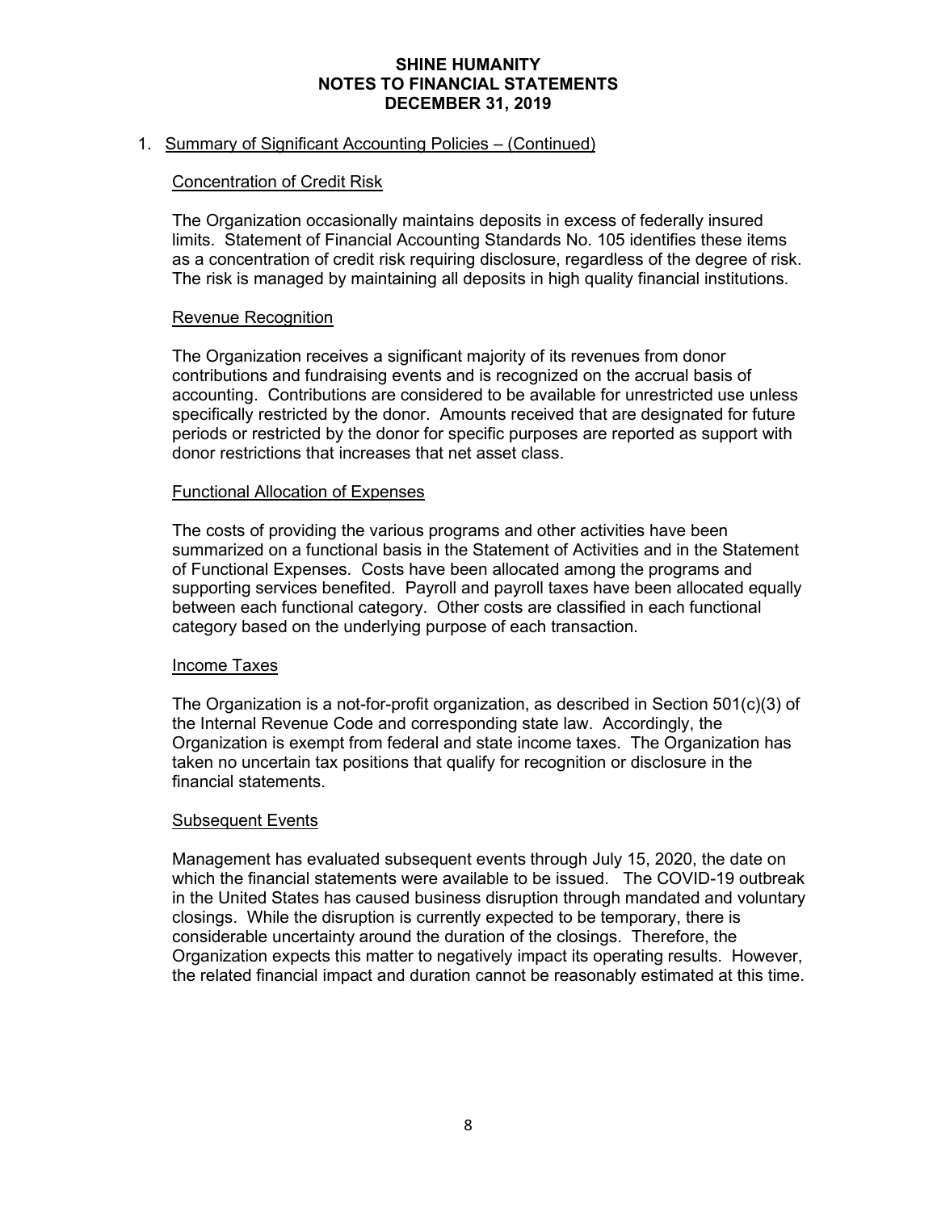# SHINE HUMANITY
## NOTES TO FINANCIAL STATEMENTS
### DECEMBER 31, 2019

1. Summary of Significant Accounting Policies – (Continued)

### Concentration of Credit Risk

The Organization occasionally maintains deposits in excess of federally insured limits. Statement of Financial Accounting Standards No. 105 identifies these items as a concentration of credit risk requiring disclosure, regardless of the degree of risk. The risk is managed by maintaining all deposits in high quality financial institutions.

### Revenue Recognition

The Organization receives a significant majority of its revenues from donor contributions and fundraising events and is recognized on the accrual basis of accounting. Contributions are considered to be available for unrestricted use unless specifically restricted by the donor. Amounts received that are designated for future periods or restricted by the donor for specific purposes are reported as support with donor restrictions that increases that net asset class.

### Functional Allocation of Expenses

The costs of providing the various programs and other activities have been summarized on a functional basis in the Statement of Activities and in the Statement of Functional Expenses. Costs have been allocated among the programs and supporting services benefited. Payroll and payroll taxes have been allocated equally between each functional category. Other costs are classified in each functional category based on the underlying purpose of each transaction.

### Income Taxes

The Organization is a not-for-profit organization, as described in Section 501(c)(3) of the Internal Revenue Code and corresponding state law. Accordingly, the Organization is exempt from federal and state income taxes. The Organization has taken no uncertain tax positions that qualify for recognition or disclosure in the financial statements.

### Subsequent Events

Management has evaluated subsequent events through July 15, 2020, the date on which the financial statements were available to be issued. The COVID-19 outbreak in the United States has caused business disruption through mandated and voluntary closings. While the disruption is currently expected to be temporary, there is considerable uncertainty around the duration of the closings. Therefore, the Organization expects this matter to negatively impact its operating results. However, the related financial impact and duration cannot be reasonably estimated at this time.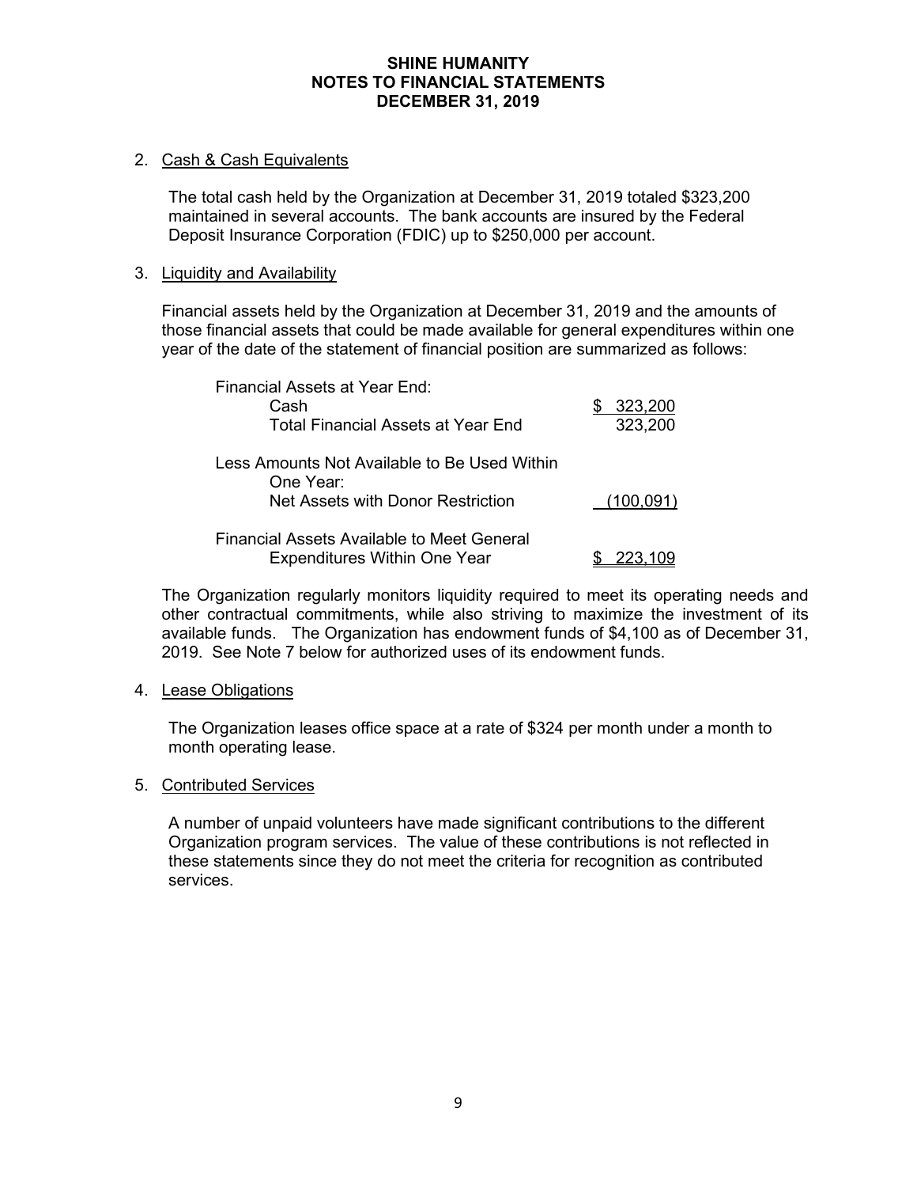# SHINE HUMANITY
# NOTES TO FINANCIAL STATEMENTS
# DECEMBER 31, 2019

2. Cash & Cash Equivalents

The total cash held by the Organization at December 31, 2019 totaled $323,200 maintained in several accounts. The bank accounts are insured by the Federal Deposit Insurance Corporation (FDIC) up to $250,000 per account.

3. Liquidity and Availability

Financial assets held by the Organization at December 31, 2019 and the amounts of those financial assets that could be made available for general expenditures within one year of the date of the statement of financial position are summarized as follows:

| | |
|---|---|
| Financial Assets at Year End: | |
| Cash | $ 323,200 |
| Total Financial Assets at Year End | 323,200 |
| | |
| Less Amounts Not Available to Be Used Within One Year: | |
| Net Assets with Donor Restriction | (100,091) |
| | |
| Financial Assets Available to Meet General Expenditures Within One Year | $ 223,109 |

The Organization regularly monitors liquidity required to meet its operating needs and other contractual commitments, while also striving to maximize the investment of its available funds. The Organization has endowment funds of $4,100 as of December 31, 2019. See Note 7 below for authorized uses of its endowment funds.

4. Lease Obligations

The Organization leases office space at a rate of $324 per month under a month to month operating lease.

5. Contributed Services

A number of unpaid volunteers have made significant contributions to the different Organization program services. The value of these contributions is not reflected in these statements since they do not meet the criteria for recognition as contributed services.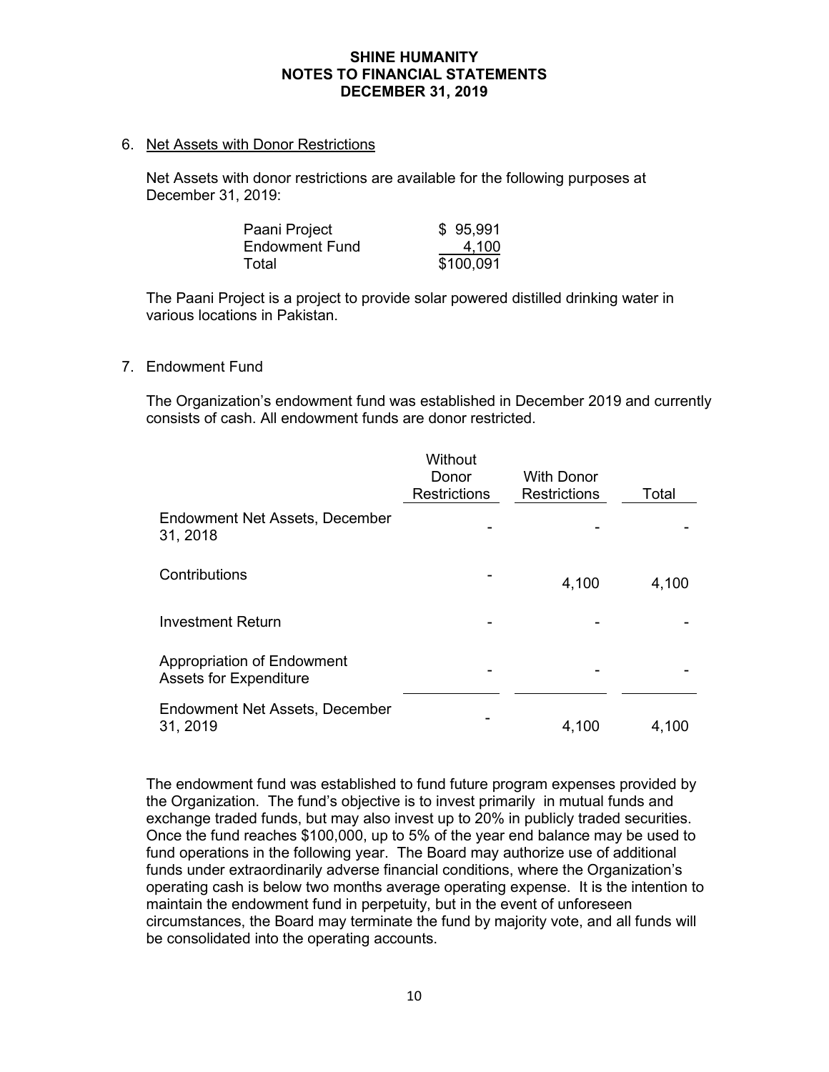# SHINE HUMANITY
## NOTES TO FINANCIAL STATEMENTS
## DECEMBER 31, 2019

6. Net Assets with Donor Restrictions

Net Assets with donor restrictions are available for the following purposes at December 31, 2019:

| | |
|---|---|
| Paani Project | $ 95,991 |
| Endowment Fund | 4,100 |
| Total | $100,091 |

The Paani Project is a project to provide solar powered distilled drinking water in various locations in Pakistan.

7. Endowment Fund

The Organization's endowment fund was established in December 2019 and currently consists of cash. All endowment funds are donor restricted.

| | Without Donor Restrictions | With Donor Restrictions | Total |
|---|---|---|---|
| Endowment Net Assets, December 31, 2018 | - | - | - |
| Contributions | - | 4,100 | 4,100 |
| Investment Return | - | - | - |
| Appropriation of Endowment Assets for Expenditure | - | - | - |
| Endowment Net Assets, December 31, 2019 | - | 4,100 | 4,100 |

The endowment fund was established to fund future program expenses provided by the Organization. The fund's objective is to invest primarily in mutual funds and exchange traded funds, but may also invest up to 20% in publicly traded securities. Once the fund reaches $100,000, up to 5% of the year end balance may be used to fund operations in the following year. The Board may authorize use of additional funds under extraordinarily adverse financial conditions, where the Organization's operating cash is below two months average operating expense. It is the intention to maintain the endowment fund in perpetuity, but in the event of unforeseen circumstances, the Board may terminate the fund by majority vote, and all funds will be consolidated into the operating accounts.